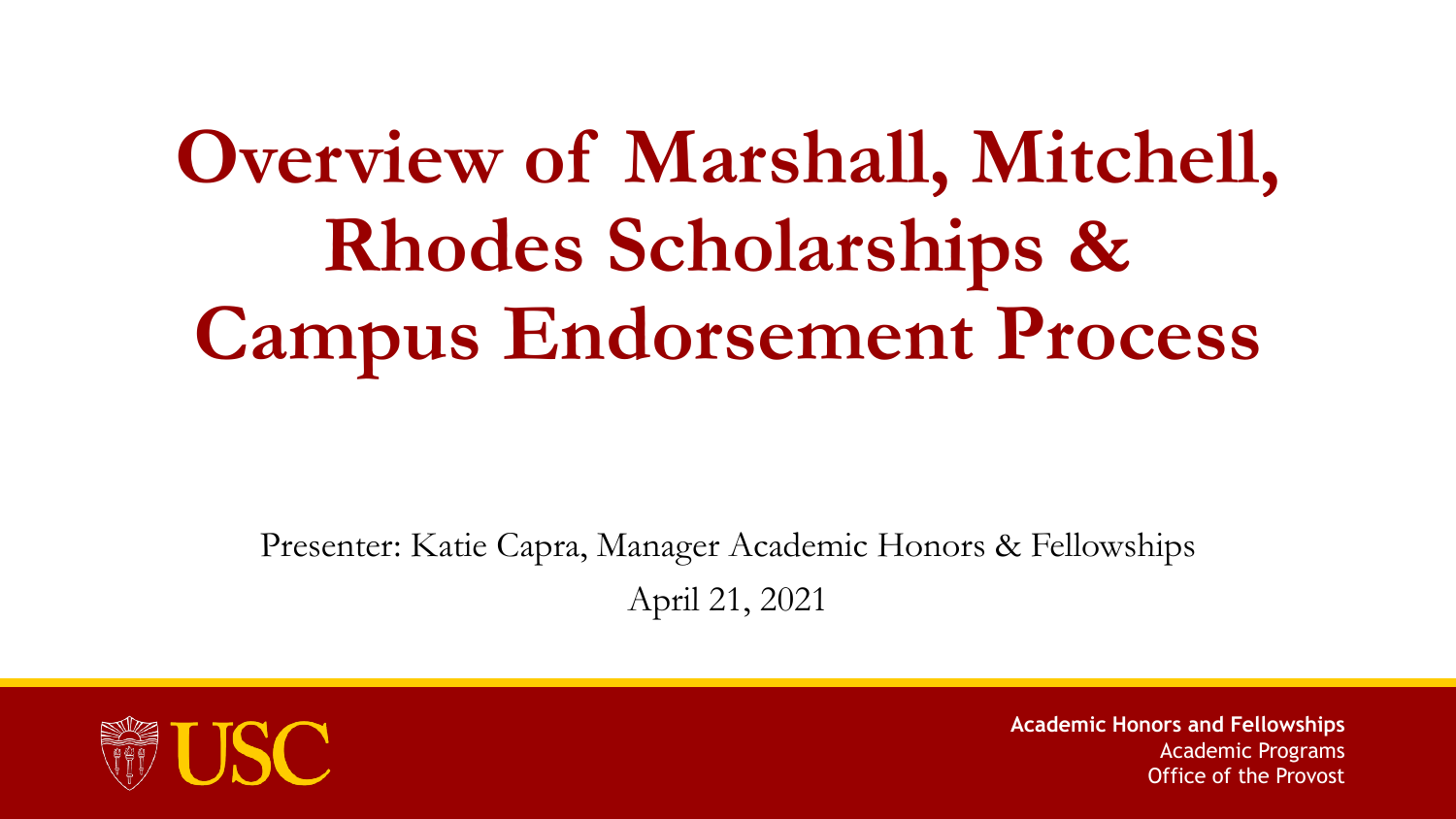# Overview of Marshall, Mitchell, Rhodes Scholarships & Campus Endorsement Process

Presenter: Katie Capra, Manager Academic Honors & Fellowships

April 21, 2021

USC

**Academic Honors and Fellowships**
Academic Programs
Office of the Provost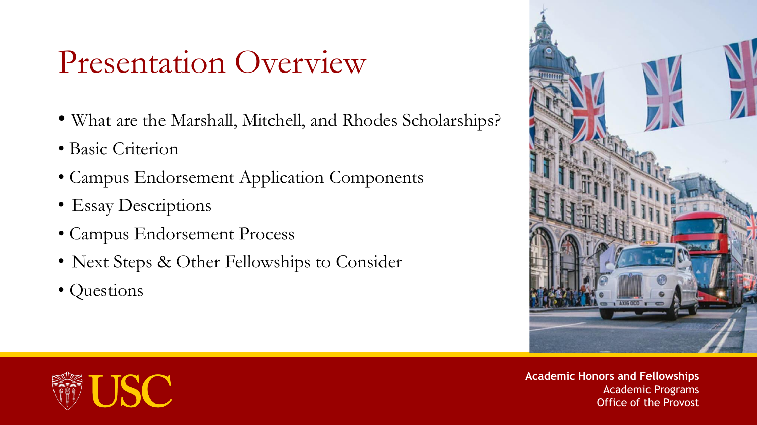# Presentation Overview

- What are the Marshall, Mitchell, and Rhodes Scholarships?
- Basic Criterion
- Campus Endorsement Application Components
- Essay Descriptions
- Campus Endorsement Process
- Next Steps & Other Fellowships to Consider
- Questions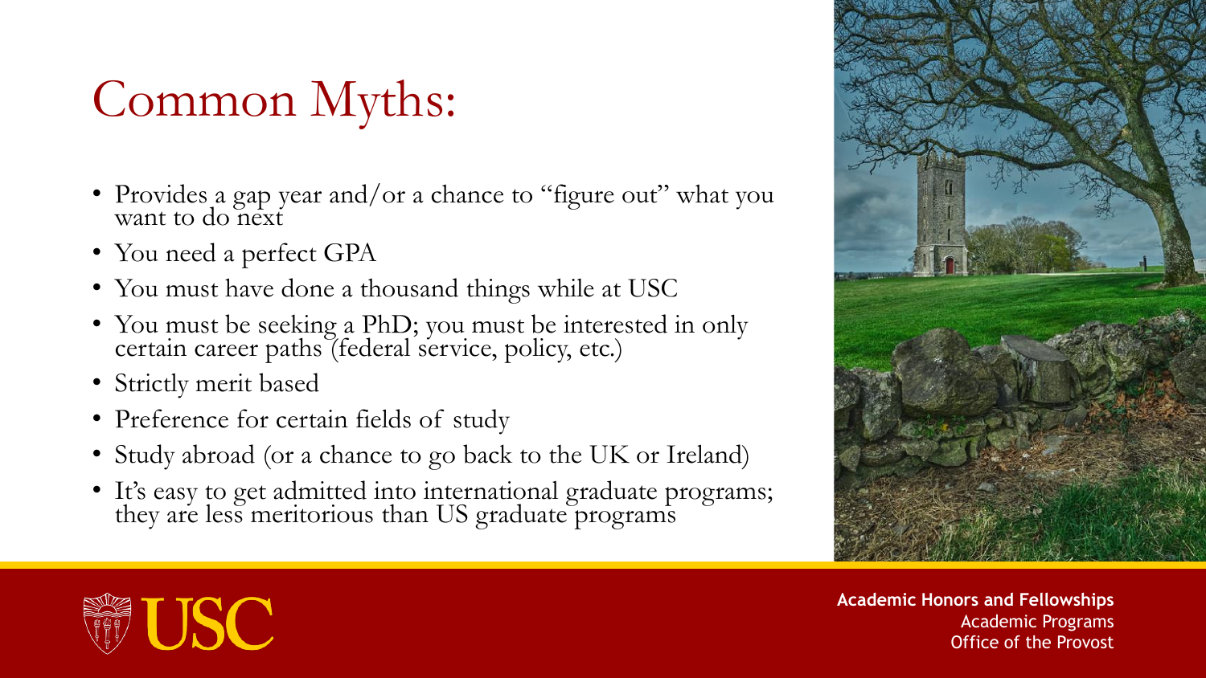# Common Myths:

- Provides a gap year and/or a chance to "figure out" what you want to do next
- You need a perfect GPA
- You must have done a thousand things while at USC
- You must be seeking a PhD; you must be interested in only certain career paths (federal service, policy, etc.)
- Strictly merit based
- Preference for certain fields of study
- Study abroad (or a chance to go back to the UK or Ireland)
- It's easy to get admitted into international graduate programs; they are less meritorious than US graduate programs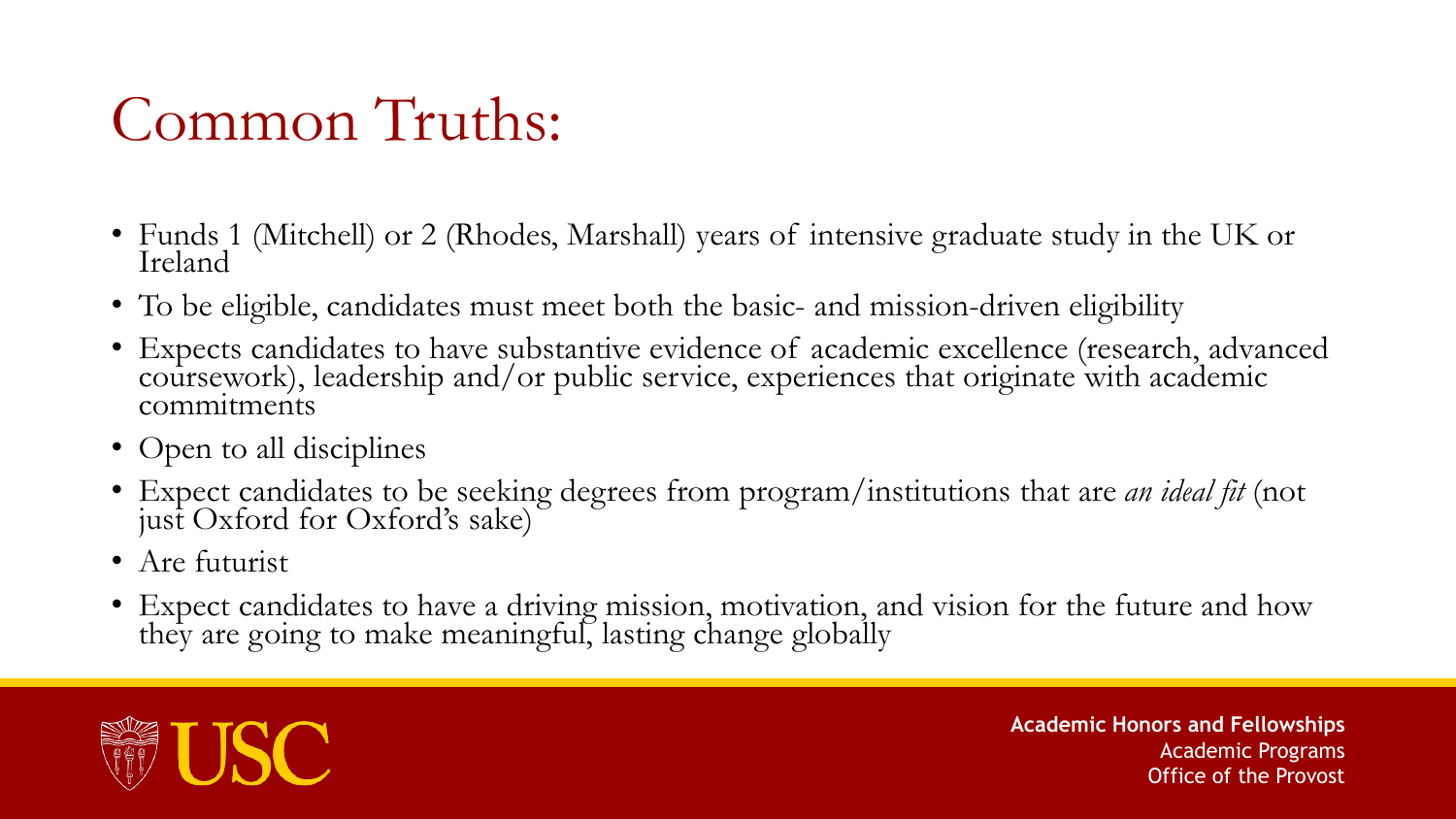# Common Truths:

- Funds 1 (Mitchell) or 2 (Rhodes, Marshall) years of intensive graduate study in the UK or Ireland
- To be eligible, candidates must meet both the basic- and mission-driven eligibility
- Expects candidates to have substantive evidence of academic excellence (research, advanced coursework), leadership and/or public service, experiences that originate with academic commitments
- Open to all disciplines
- Expect candidates to be seeking degrees from program/institutions that are *an ideal fit* (not just Oxford for Oxford's sake)
- Are futurist
- Expect candidates to have a driving mission, motivation, and vision for the future and how they are going to make meaningful, lasting change globally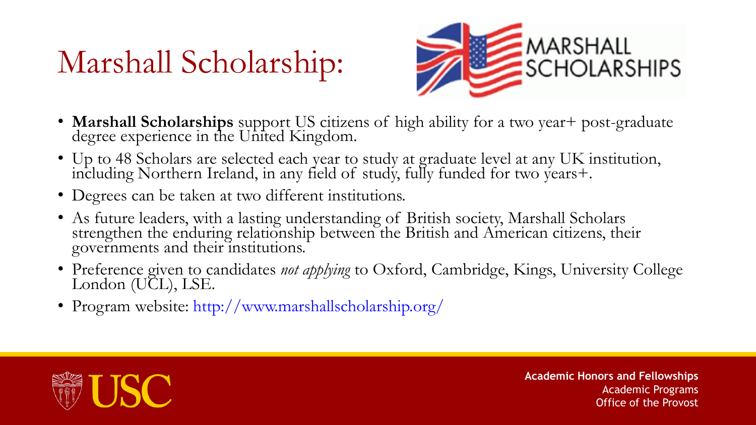# Marshall Scholarship:

- **Marshall Scholarships** support US citizens of high ability for a two year+ post-graduate degree experience in the United Kingdom.
- Up to 48 Scholars are selected each year to study at graduate level at any UK institution, including Northern Ireland, in any field of study, fully funded for two years+.
- Degrees can be taken at two different institutions.
- As future leaders, with a lasting understanding of British society, Marshall Scholars strengthen the enduring relationship between the British and American citizens, their governments and their institutions.
- Preference given to candidates *not applying* to Oxford, Cambridge, Kings, University College London (UCL), LSE.
- Program website: http://www.marshallscholarship.org/

**Academic Honors and Fellowships**
Academic Programs
Office of the Provost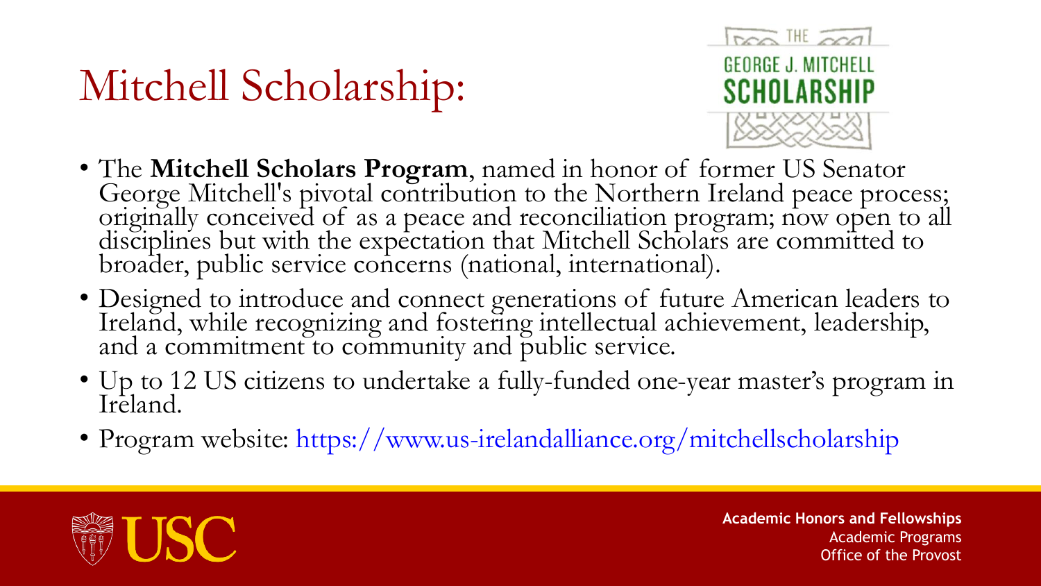# Mitchell Scholarship:

- The **Mitchell Scholars Program**, named in honor of former US Senator George Mitchell's pivotal contribution to the Northern Ireland peace process; originally conceived of as a peace and reconciliation program; now open to all disciplines but with the expectation that Mitchell Scholars are committed to broader, public service concerns (national, international).
- Designed to introduce and connect generations of future American leaders to Ireland, while recognizing and fostering intellectual achievement, leadership, and a commitment to community and public service.
- Up to 12 US citizens to undertake a fully-funded one-year master's program in Ireland.
- Program website: https://www.us-irelandalliance.org/mitchellscholarship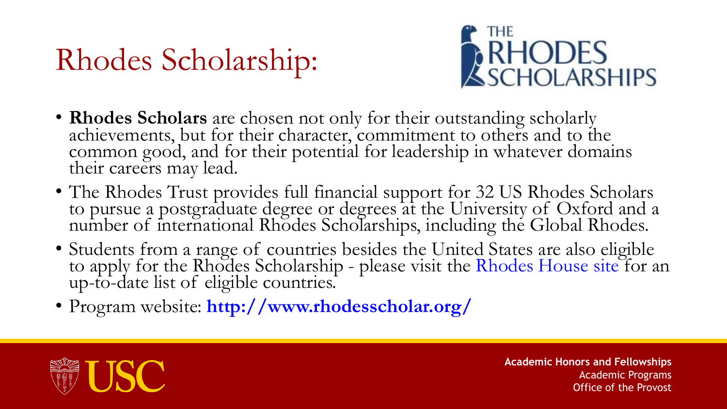# Rhodes Scholarship:

- **Rhodes Scholars** are chosen not only for their outstanding scholarly achievements, but for their character, commitment to others and to the common good, and for their potential for leadership in whatever domains their careers may lead.
- The Rhodes Trust provides full financial support for 32 US Rhodes Scholars to pursue a postgraduate degree or degrees at the University of Oxford and a number of international Rhodes Scholarships, including the Global Rhodes.
- Students from a range of countries besides the United States are also eligible to apply for the Rhodes Scholarship - please visit the Rhodes House site for an up-to-date list of eligible countries.
- Program website: **http://www.rhodesscholar.org/**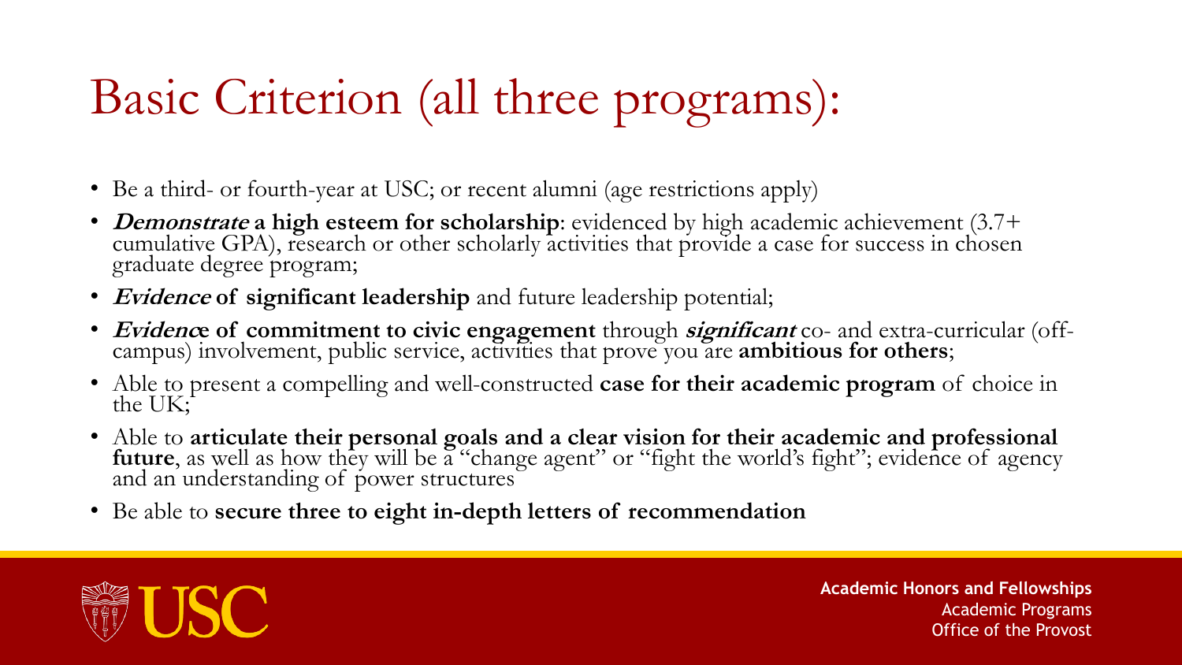# Basic Criterion (all three programs):

- Be a third- or fourth-year at USC; or recent alumni (age restrictions apply)
- ***Demonstrate* a high esteem for scholarship**: evidenced by high academic achievement (3.7+ cumulative GPA), research or other scholarly activities that provide a case for success in chosen graduate degree program;
- ***Evidence* of significant leadership** and future leadership potential;
- ***Evidence* of commitment to civic engagement** through ***significant*** co- and extra-curricular (off-campus) involvement, public service, activities that prove you are **ambitious for others**;
- Able to present a compelling and well-constructed **case for their academic program** of choice in the UK;
- Able to **articulate their personal goals and a clear vision for their academic and professional future**, as well as how they will be a "change agent" or "fight the world's fight"; evidence of agency and an understanding of power structures
- Be able to **secure three to eight in-depth letters of recommendation**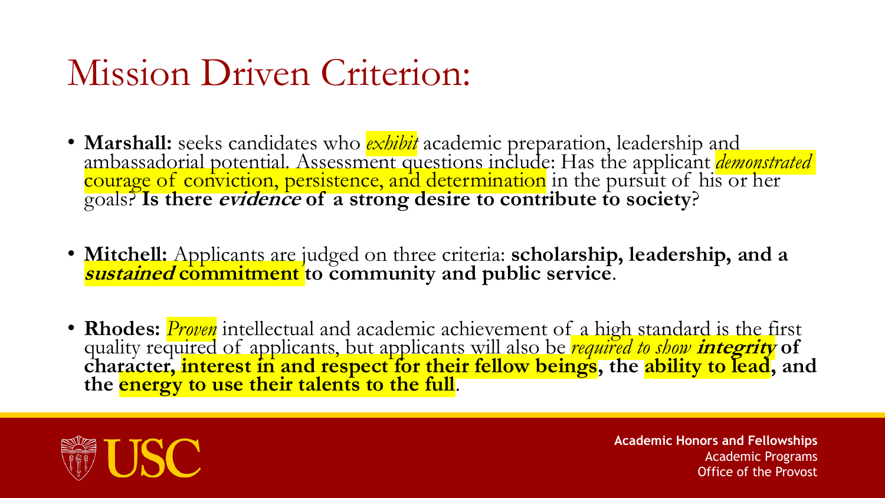# Mission Driven Criterion:

- **Marshall:** seeks candidates who *exhibit* academic preparation, leadership and ambassadorial potential. Assessment questions include: Has the applicant *demonstrated* courage of conviction, persistence, and determination in the pursuit of his or her goals? **Is there *evidence* of a strong desire to contribute to society**?

- **Mitchell:** Applicants are judged on three criteria: **scholarship, leadership, and a *sustained* commitment to community and public service**.

- **Rhodes:** *Proven* intellectual and academic achievement of a high standard is the first quality required of applicants, but applicants will also be *required to show* ***integrity* of character, interest in and respect for their fellow beings, the ability to lead, and the energy to use their talents to the full**.

Academic Honors and Fellowships
Academic Programs
Office of the Provost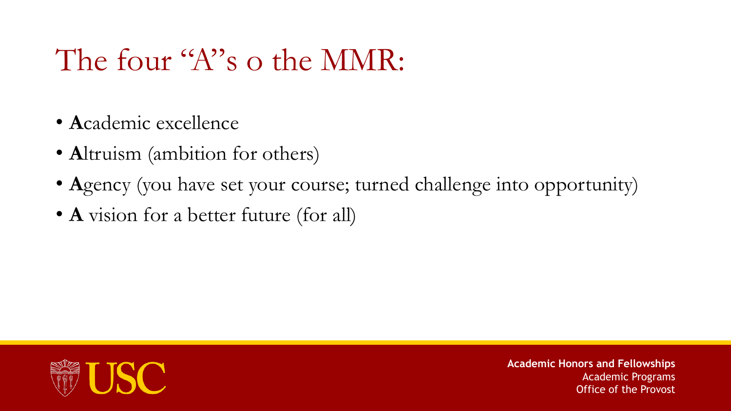# The four "A"s o the MMR:

- **A**cademic excellence
- **A**ltruism (ambition for others)
- **A**gency (you have set your course; turned challenge into opportunity)
- **A** vision for a better future (for all)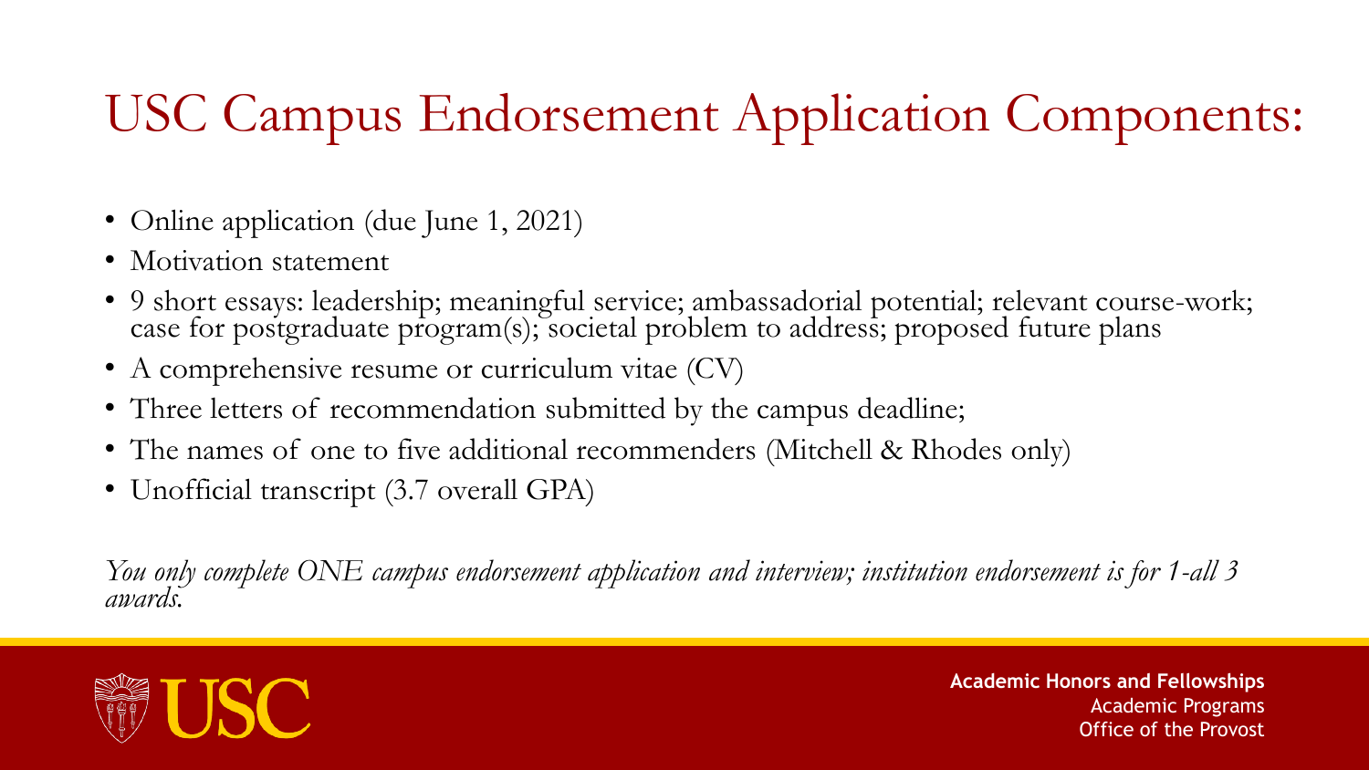# USC Campus Endorsement Application Components:

- Online application (due June 1, 2021)
- Motivation statement
- 9 short essays: leadership; meaningful service; ambassadorial potential; relevant course-work; case for postgraduate program(s); societal problem to address; proposed future plans
- A comprehensive resume or curriculum vitae (CV)
- Three letters of recommendation submitted by the campus deadline;
- The names of one to five additional recommenders (Mitchell & Rhodes only)
- Unofficial transcript (3.7 overall GPA)

*You only complete ONE campus endorsement application and interview; institution endorsement is for 1-all 3 awards.*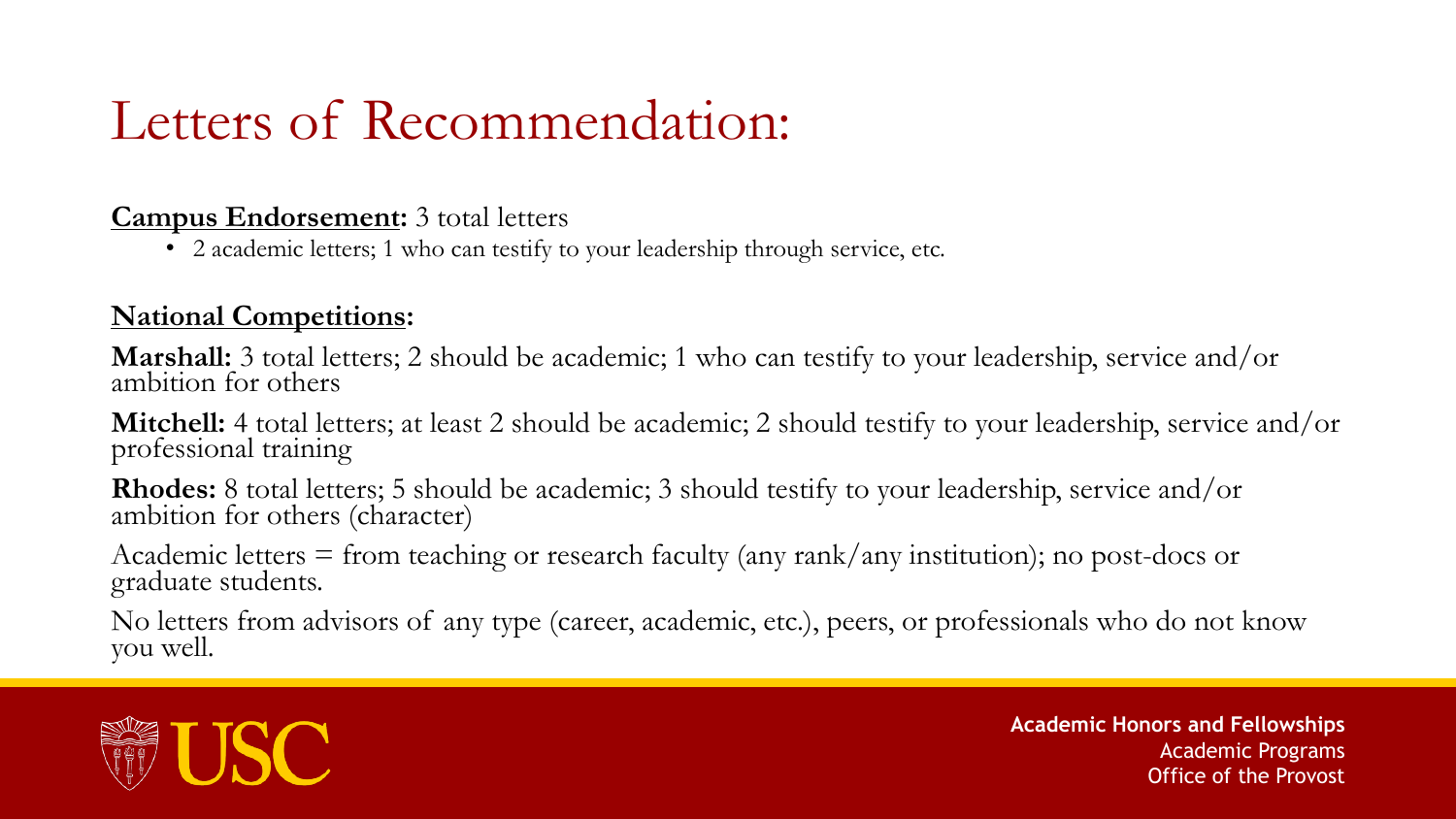# Letters of Recommendation:

**Campus Endorsement:** 3 total letters

- 2 academic letters; 1 who can testify to your leadership through service, etc.

**National Competitions:**

**Marshall:** 3 total letters; 2 should be academic; 1 who can testify to your leadership, service and/or ambition for others

**Mitchell:** 4 total letters; at least 2 should be academic; 2 should testify to your leadership, service and/or professional training

**Rhodes:** 8 total letters; 5 should be academic; 3 should testify to your leadership, service and/or ambition for others (character)

Academic letters = from teaching or research faculty (any rank/any institution); no post-docs or graduate students.

No letters from advisors of any type (career, academic, etc.), peers, or professionals who do not know you well.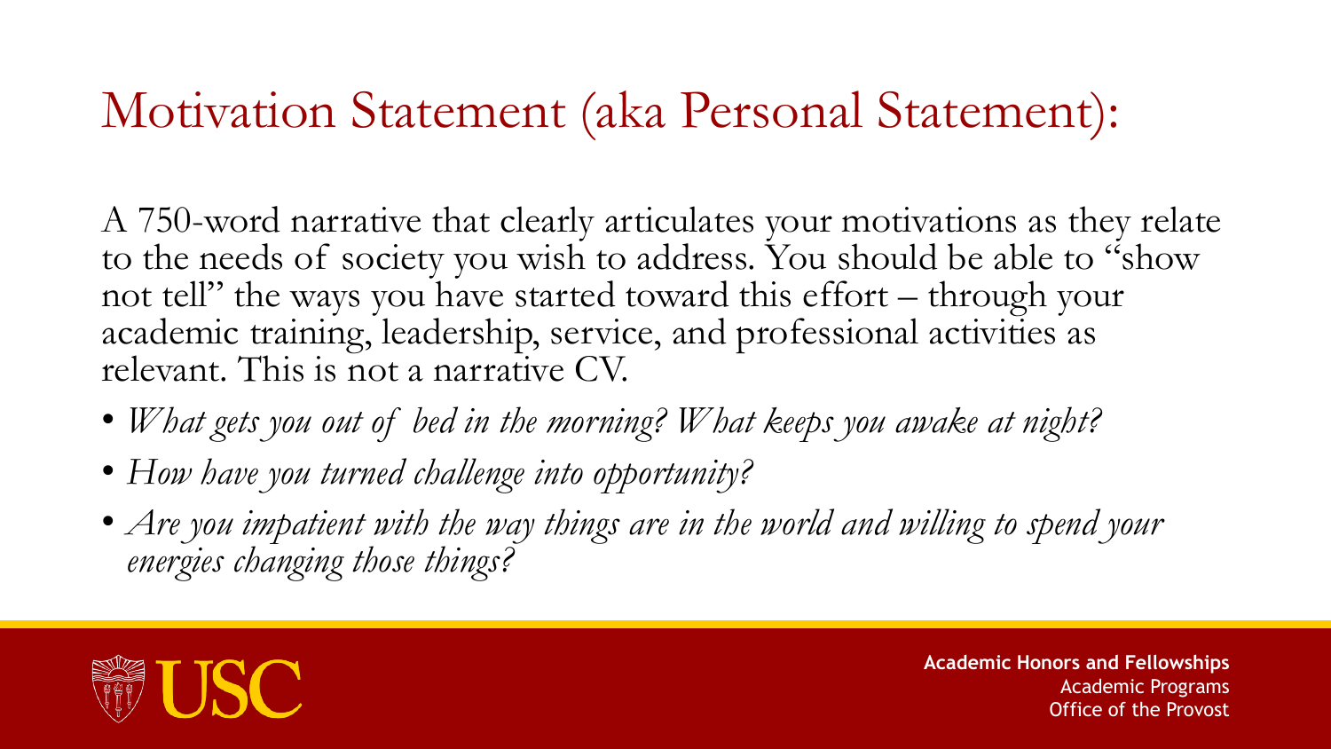# Motivation Statement (aka Personal Statement):

A 750-word narrative that clearly articulates your motivations as they relate to the needs of society you wish to address. You should be able to "show not tell" the ways you have started toward this effort – through your academic training, leadership, service, and professional activities as relevant. This is not a narrative CV.

- *What gets you out of bed in the morning? What keeps you awake at night?*
- *How have you turned challenge into opportunity?*
- *Are you impatient with the way things are in the world and willing to spend your energies changing those things?*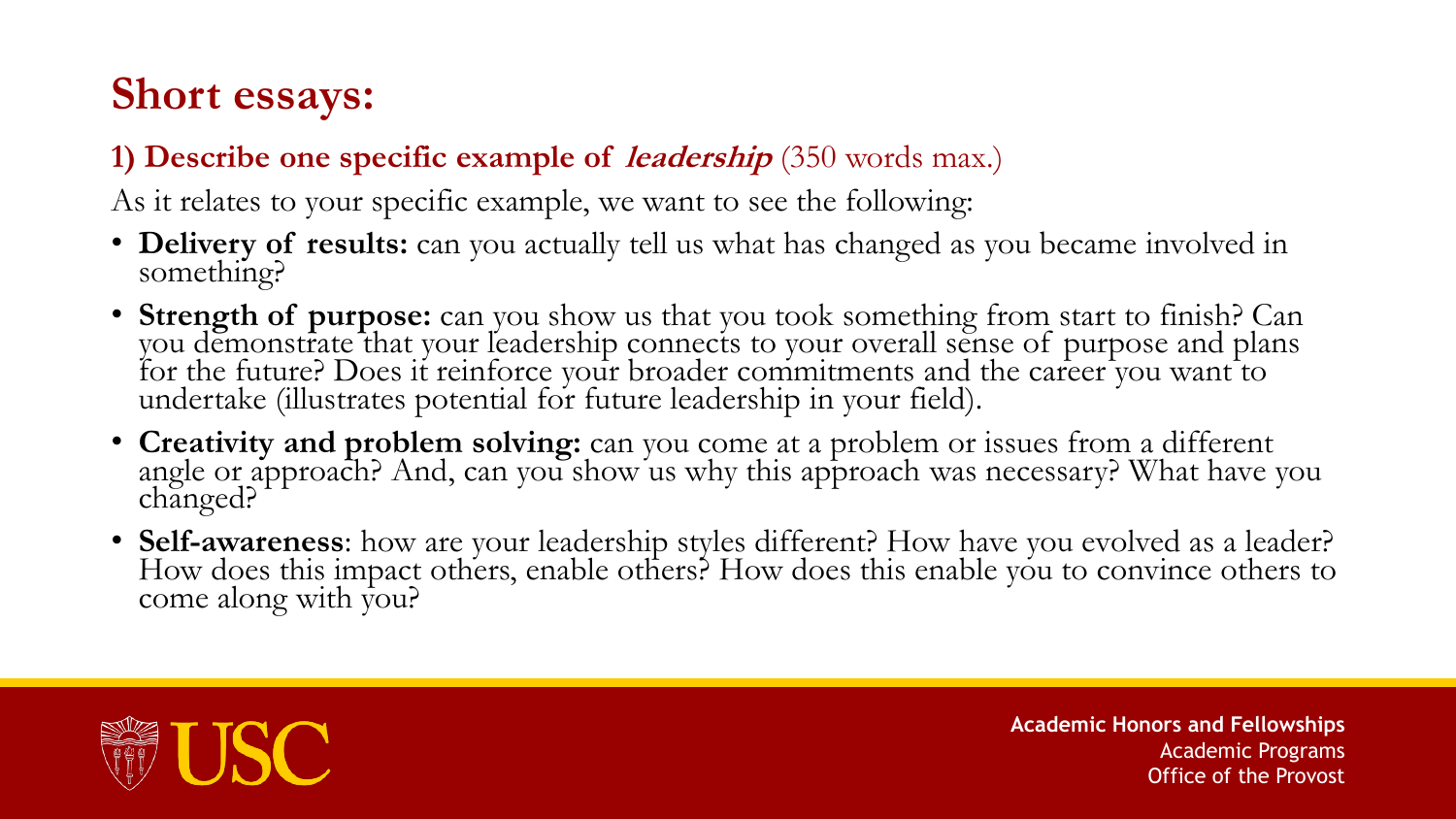## Short essays:

### 1) Describe one specific example of ***leadership*** (350 words max.)

As it relates to your specific example, we want to see the following:

- **Delivery of results:** can you actually tell us what has changed as you became involved in something?
- **Strength of purpose:** can you show us that you took something from start to finish? Can you demonstrate that your leadership connects to your overall sense of purpose and plans for the future? Does it reinforce your broader commitments and the career you want to undertake (illustrates potential for future leadership in your field).
- **Creativity and problem solving:** can you come at a problem or issues from a different angle or approach? And, can you show us why this approach was necessary? What have you changed?
- **Self-awareness**: how are your leadership styles different? How have you evolved as a leader? How does this impact others, enable others? How does this enable you to convince others to come along with you?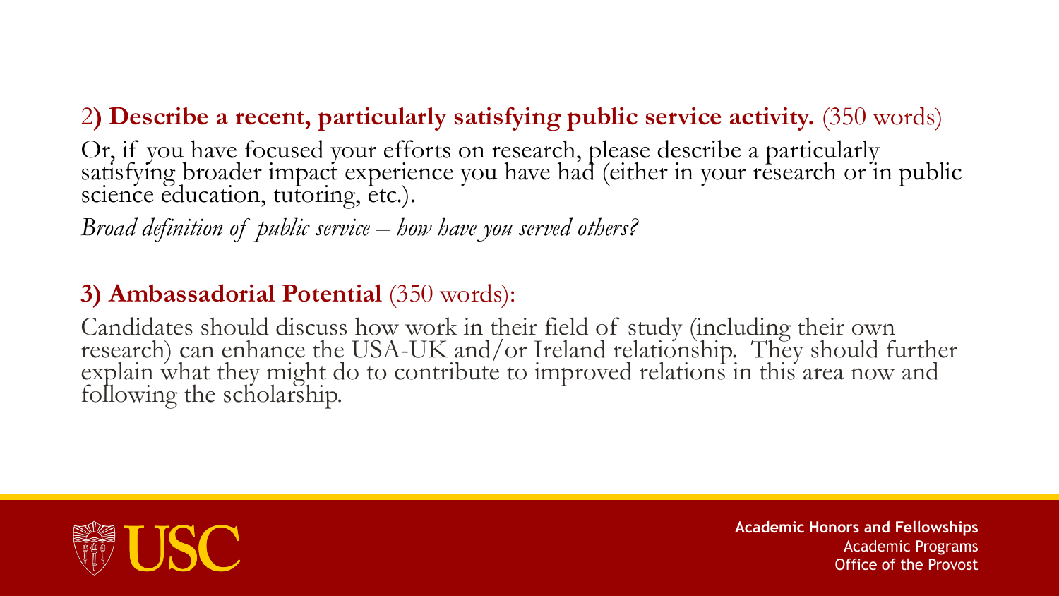**2) Describe a recent, particularly satisfying public service activity.** (350 words)

Or, if you have focused your efforts on research, please describe a particularly satisfying broader impact experience you have had (either in your research or in public science education, tutoring, etc.).

*Broad definition of public service – how have you served others?*

**3) Ambassadorial Potential** (350 words):

Candidates should discuss how work in their field of study (including their own research) can enhance the USA-UK and/or Ireland relationship. They should further explain what they might do to contribute to improved relations in this area now and following the scholarship.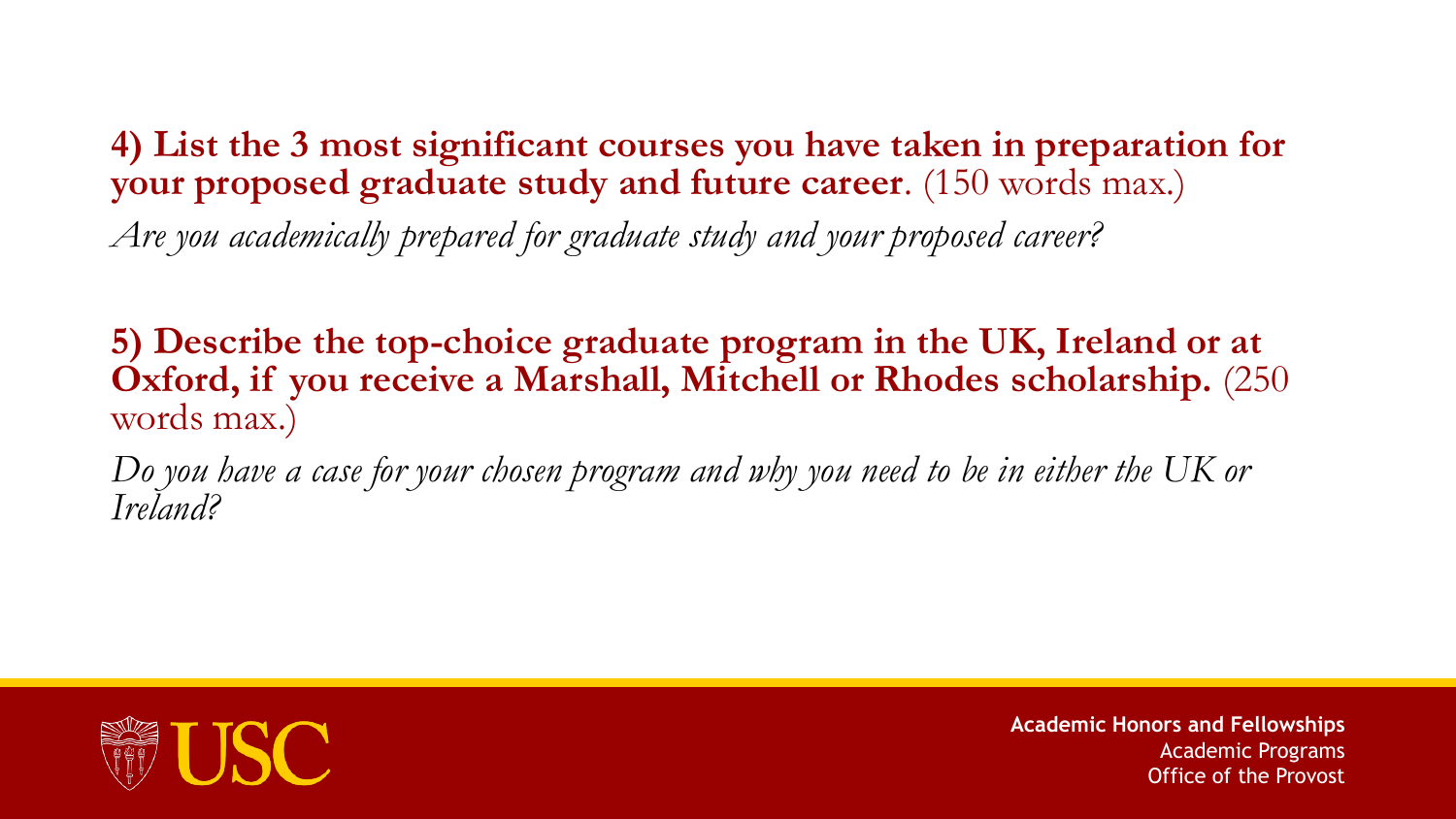**4) List the 3 most significant courses you have taken in preparation for your proposed graduate study and future career**. (150 words max.)

*Are you academically prepared for graduate study and your proposed career?*

**5) Describe the top-choice graduate program in the UK, Ireland or at Oxford, if you receive a Marshall, Mitchell or Rhodes scholarship.** (250 words max.)

*Do you have a case for your chosen program and why you need to be in either the UK or Ireland?*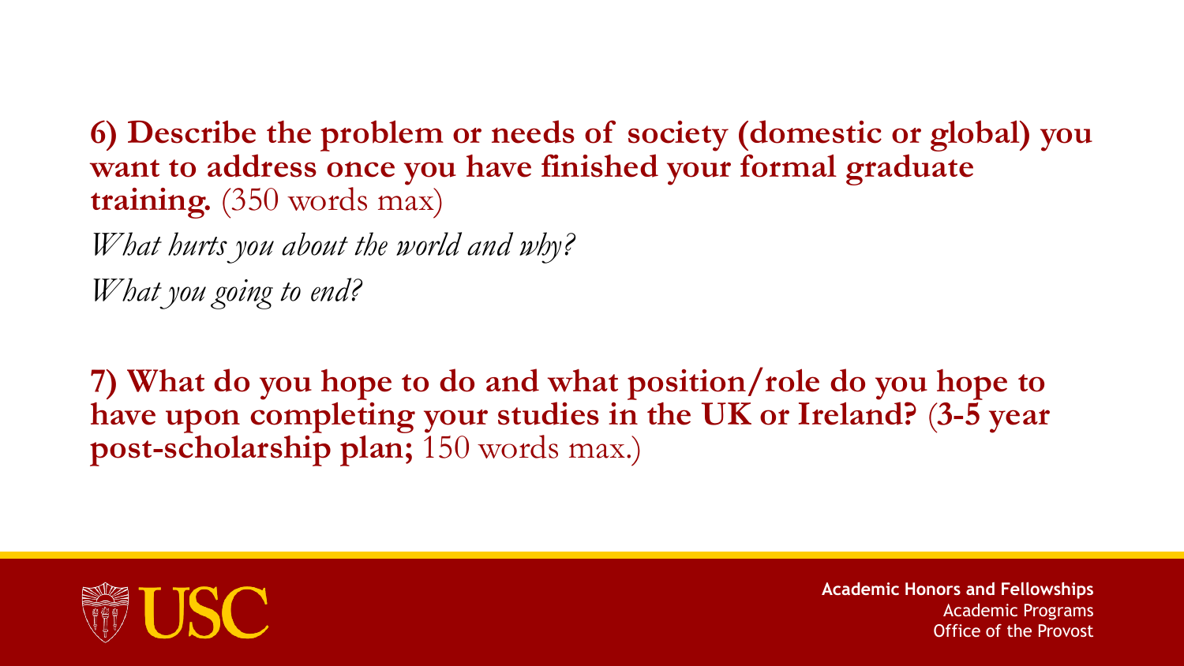**6) Describe the problem or needs of society (domestic or global) you want to address once you have finished your formal graduate training.** (350 words max)

*What hurts you about the world and why?*

*What you going to end?*

**7) What do you hope to do and what position/role do you hope to have upon completing your studies in the UK or Ireland?** (**3-5 year post-scholarship plan;** 150 words max.)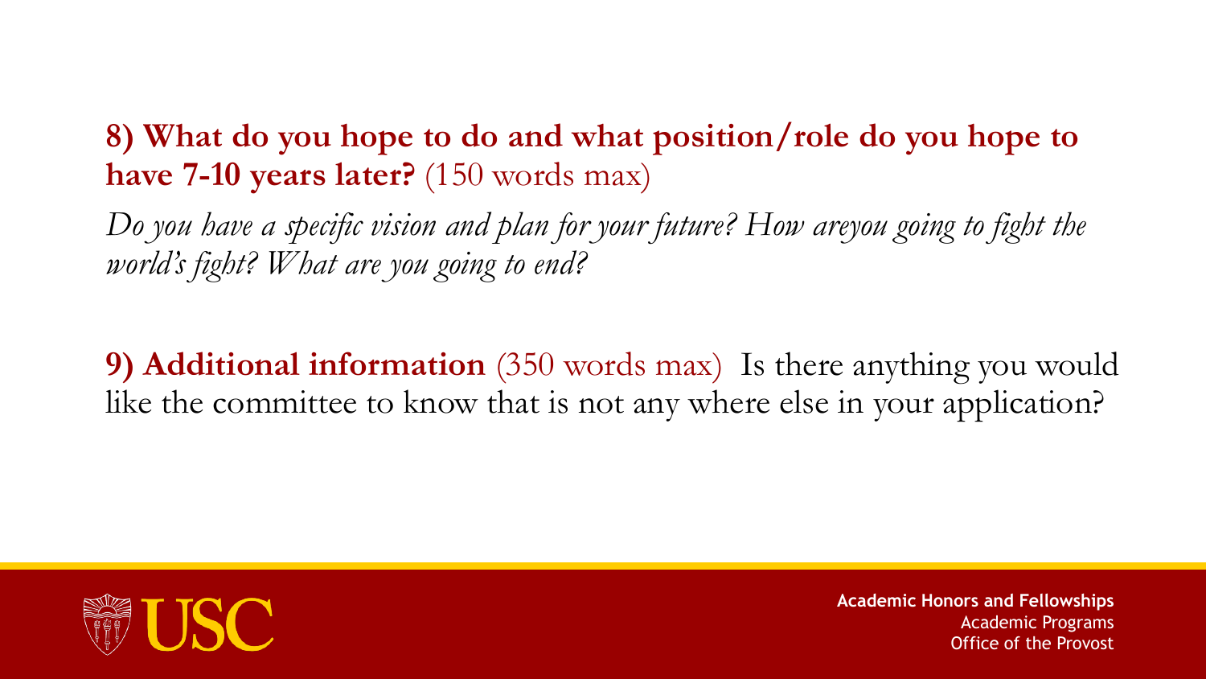**8) What do you hope to do and what position/role do you hope to have 7-10 years later?** (150 words max)

*Do you have a specific vision and plan for your future? How areyou going to fight the world's fight? What are you going to end?*

**9) Additional information** (350 words max) Is there anything you would like the committee to know that is not any where else in your application?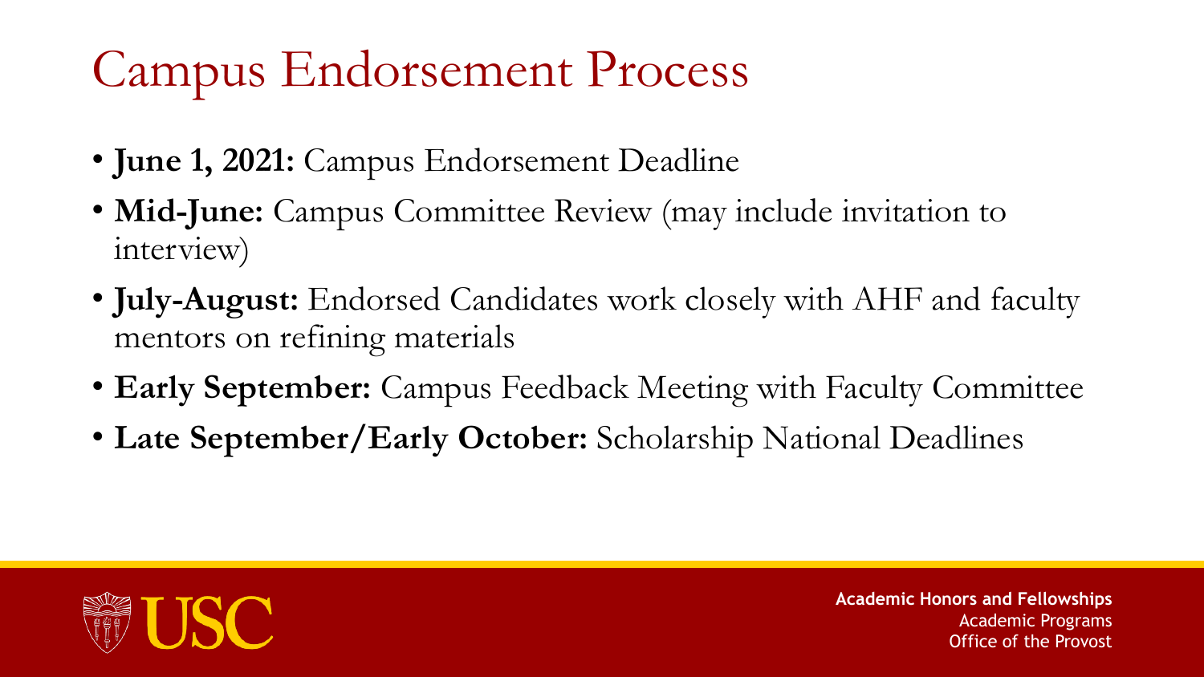# Campus Endorsement Process

- **June 1, 2021:** Campus Endorsement Deadline
- **Mid-June:** Campus Committee Review (may include invitation to interview)
- **July-August:** Endorsed Candidates work closely with AHF and faculty mentors on refining materials
- **Early September:** Campus Feedback Meeting with Faculty Committee
- **Late September/Early October:** Scholarship National Deadlines

USC

**Academic Honors and Fellowships**
Academic Programs
Office of the Provost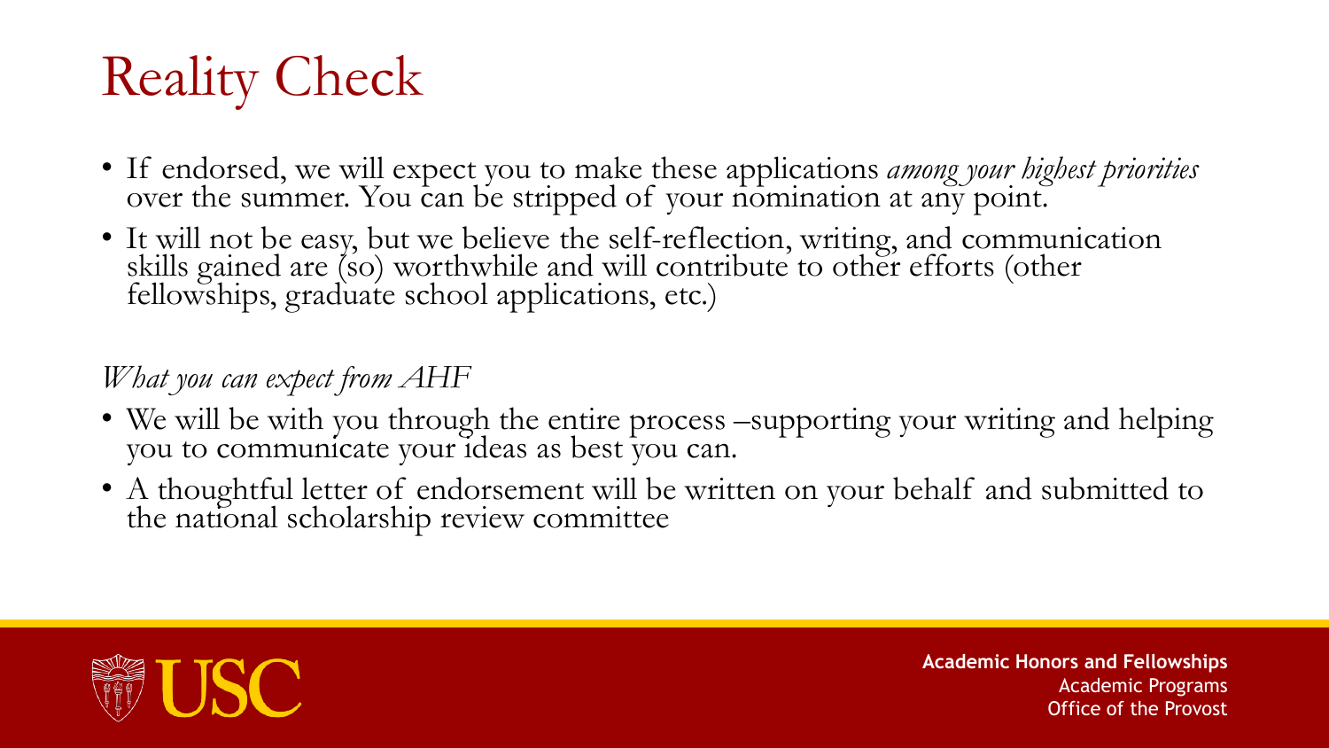# Reality Check

- If endorsed, we will expect you to make these applications *among your highest priorities* over the summer. You can be stripped of your nomination at any point.
- It will not be easy, but we believe the self-reflection, writing, and communication skills gained are (so) worthwhile and will contribute to other efforts (other fellowships, graduate school applications, etc.)

*What you can expect from AHF*

- We will be with you through the entire process –supporting your writing and helping you to communicate your ideas as best you can.
- A thoughtful letter of endorsement will be written on your behalf and submitted to the national scholarship review committee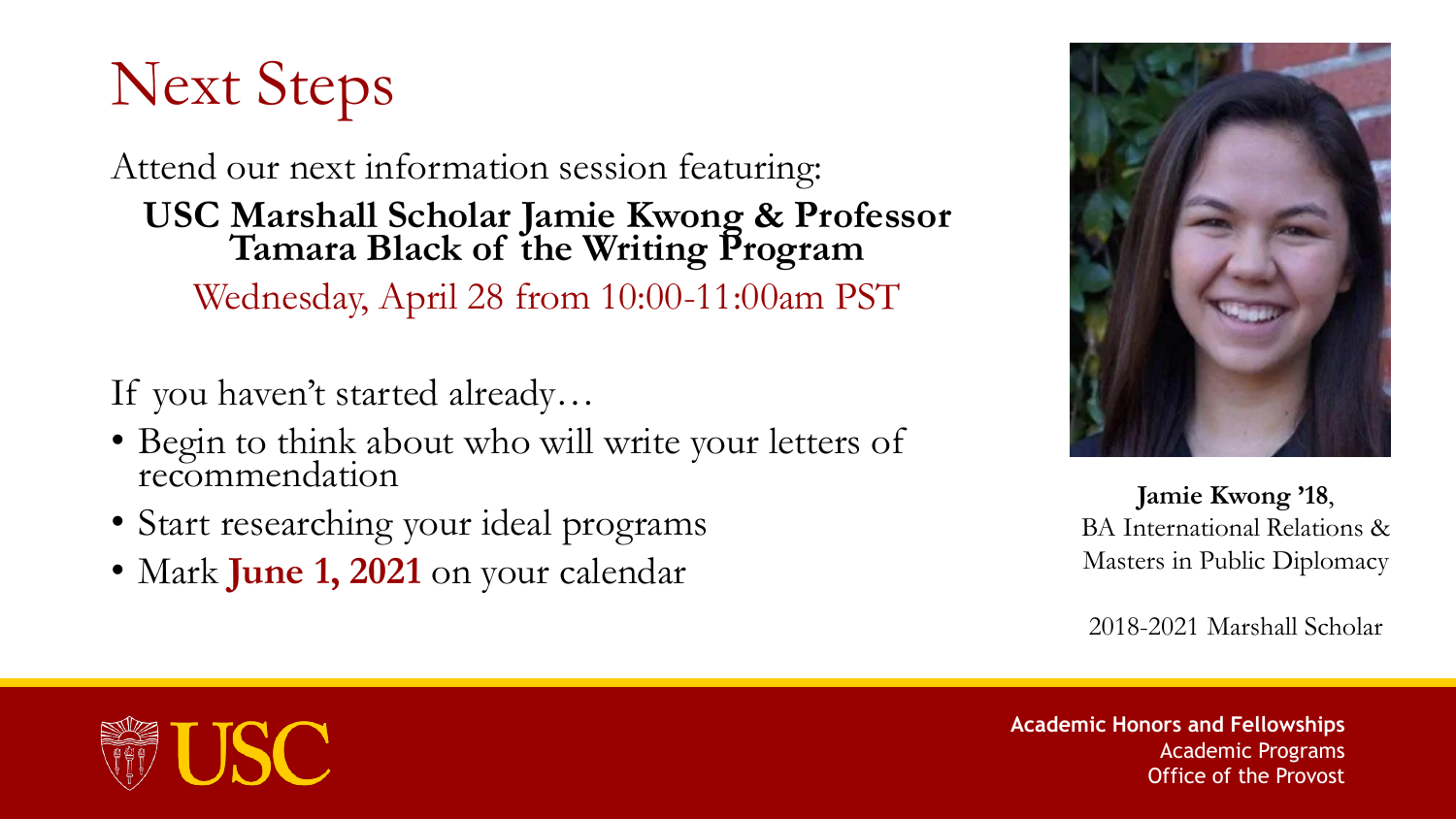# Next Steps

Attend our next information session featuring:

**USC Marshall Scholar Jamie Kwong & Professor Tamara Black of the Writing Program**

Wednesday, April 28 from 10:00-11:00am PST

If you haven't started already…

- Begin to think about who will write your letters of recommendation
- Start researching your ideal programs
- Mark **June 1, 2021** on your calendar

**Jamie Kwong '18**, BA International Relations & Masters in Public Diplomacy

2018-2021 Marshall Scholar

**Academic Honors and Fellowships**
Academic Programs
Office of the Provost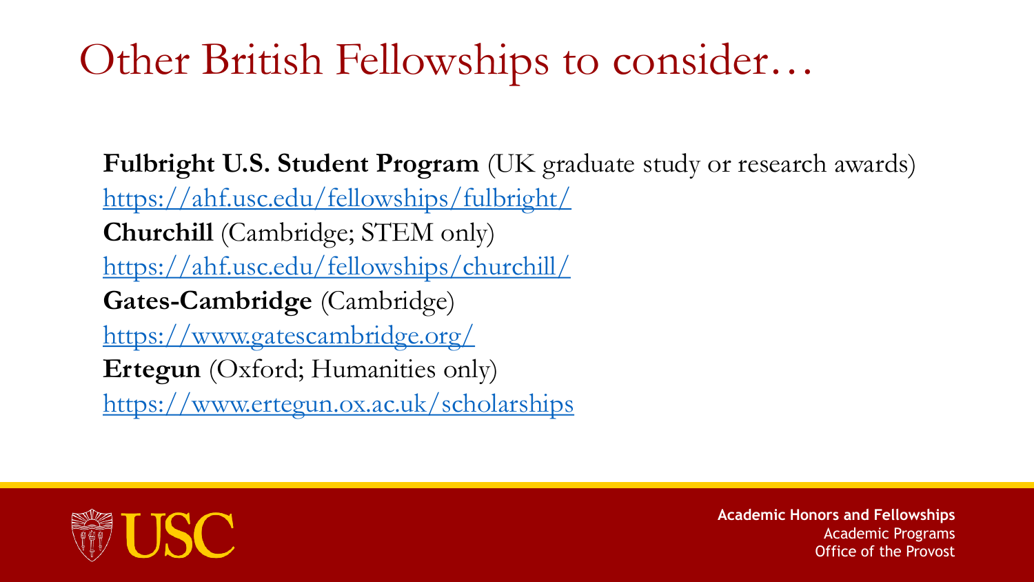# Other British Fellowships to consider…

**Fulbright U.S. Student Program** (UK graduate study or research awards)
https://ahf.usc.edu/fellowships/fulbright/

**Churchill** (Cambridge; STEM only)
https://ahf.usc.edu/fellowships/churchill/

**Gates-Cambridge** (Cambridge)
https://www.gatescambridge.org/

**Ertegun** (Oxford; Humanities only)
https://www.ertegun.ox.ac.uk/scholarships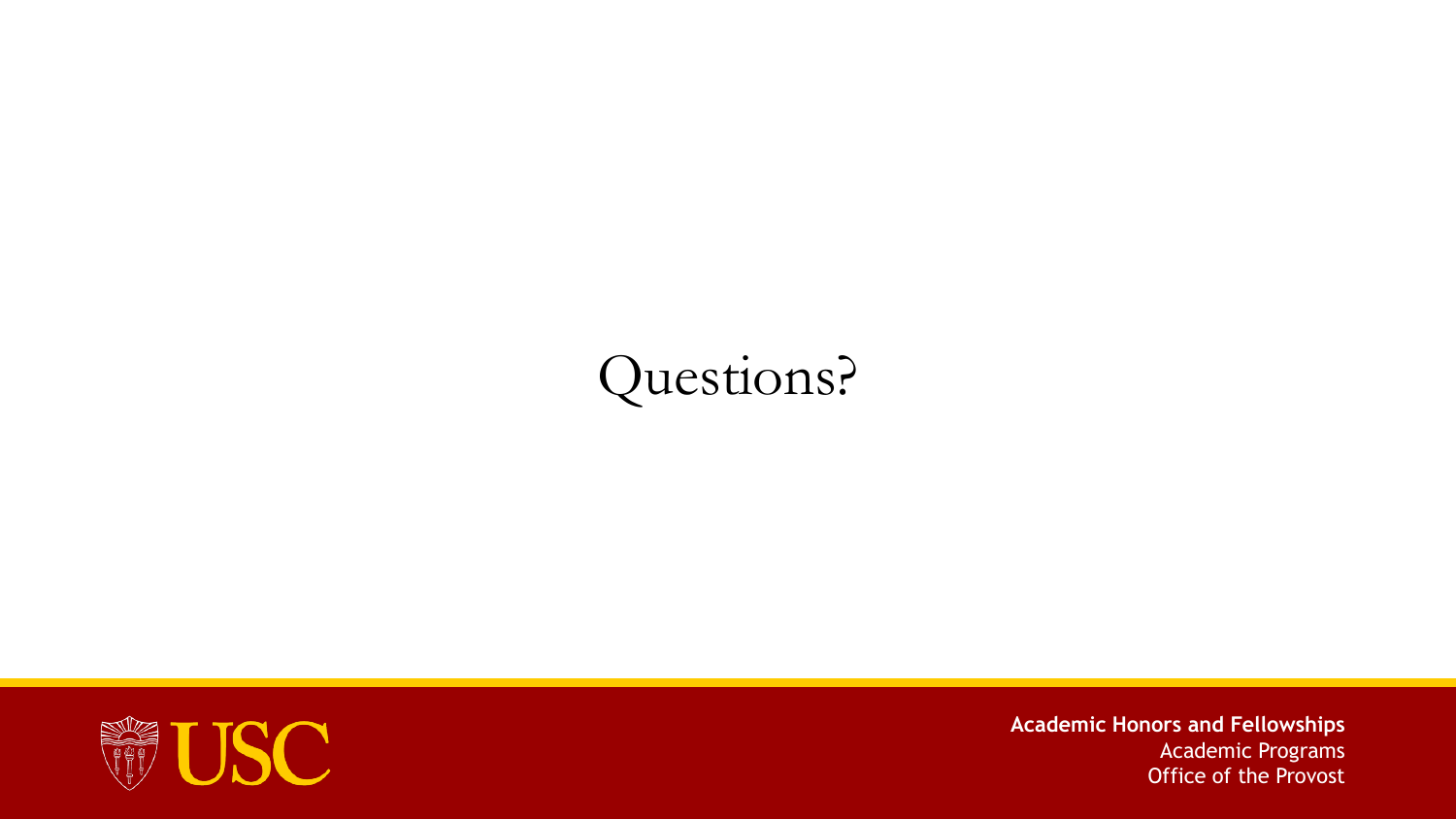# Questions?

**Academic Honors and Fellowships**
Academic Programs
Office of the Provost